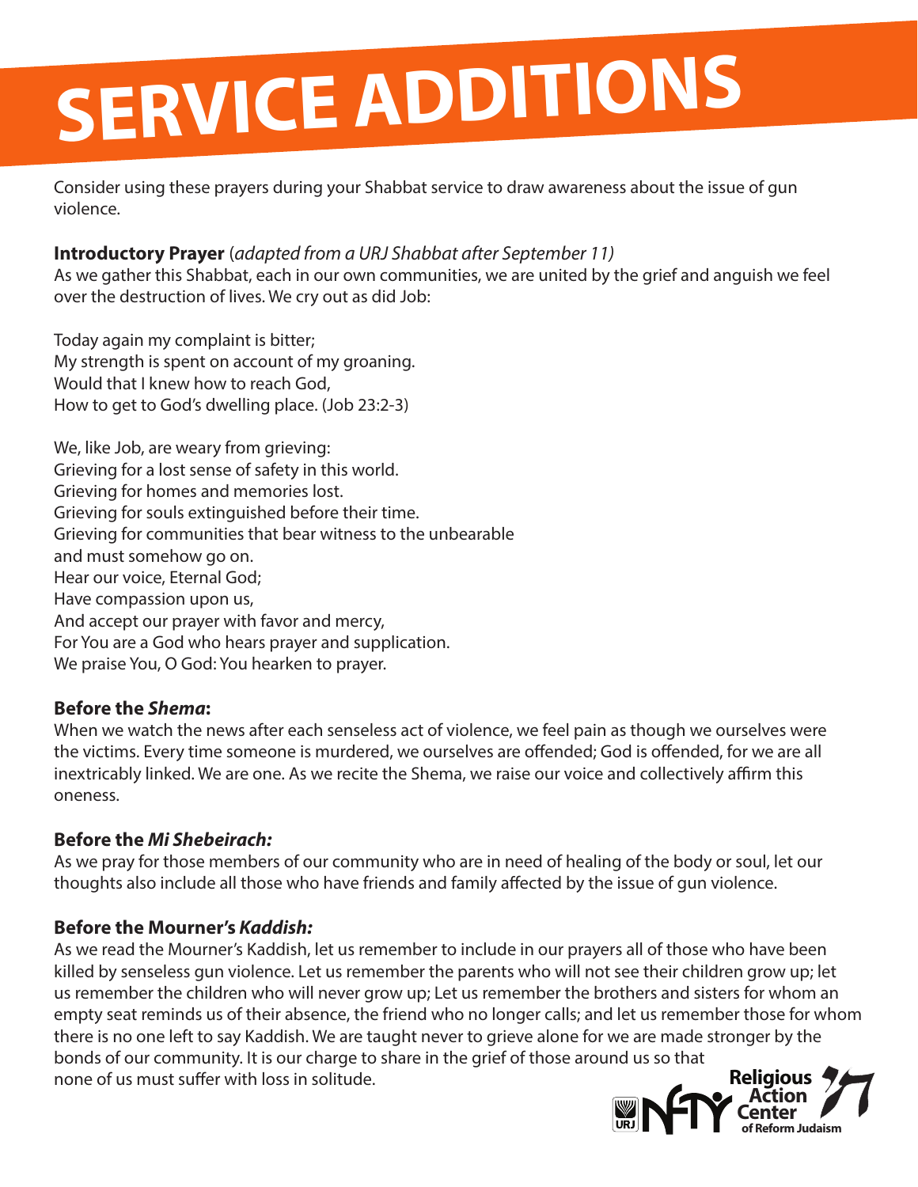# SERVICE ADDITIONS

Consider using these prayers during your Shabbat service to draw awareness about the issue of gun violence.

**Introductory Prayer** (*adapted from a URJ Shabbat after September 11)*
As we gather this Shabbat, each in our own communities, we are united by the grief and anguish we feel over the destruction of lives. We cry out as did Job:

Today again my complaint is bitter;
My strength is spent on account of my groaning.
Would that I knew how to reach God,
How to get to God's dwelling place. (Job 23:2-3)

We, like Job, are weary from grieving:
Grieving for a lost sense of safety in this world.
Grieving for homes and memories lost.
Grieving for souls extinguished before their time.
Grieving for communities that bear witness to the unbearable
and must somehow go on.
Hear our voice, Eternal God;
Have compassion upon us,
And accept our prayer with favor and mercy,
For You are a God who hears prayer and supplication.
We praise You, O God: You hearken to prayer.

**Before the *Shema*:**
When we watch the news after each senseless act of violence, we feel pain as though we ourselves were the victims. Every time someone is murdered, we ourselves are offended; God is offended, for we are all inextricably linked. We are one. As we recite the Shema, we raise our voice and collectively affirm this oneness.

**Before the *Mi Shebeirach:***
As we pray for those members of our community who are in need of healing of the body or soul, let our thoughts also include all those who have friends and family affected by the issue of gun violence.

**Before the Mourner's *Kaddish:***
As we read the Mourner's Kaddish, let us remember to include in our prayers all of those who have been killed by senseless gun violence. Let us remember the parents who will not see their children grow up; let us remember the children who will never grow up; Let us remember the brothers and sisters for whom an empty seat reminds us of their absence, the friend who no longer calls; and let us remember those for whom there is no one left to say Kaddish. We are taught never to grieve alone for we are made stronger by the bonds of our community. It is our charge to share in the grief of those around us so that none of us must suffer with loss in solitude.

URJ NFTY Religious Action Center of Reform Judaism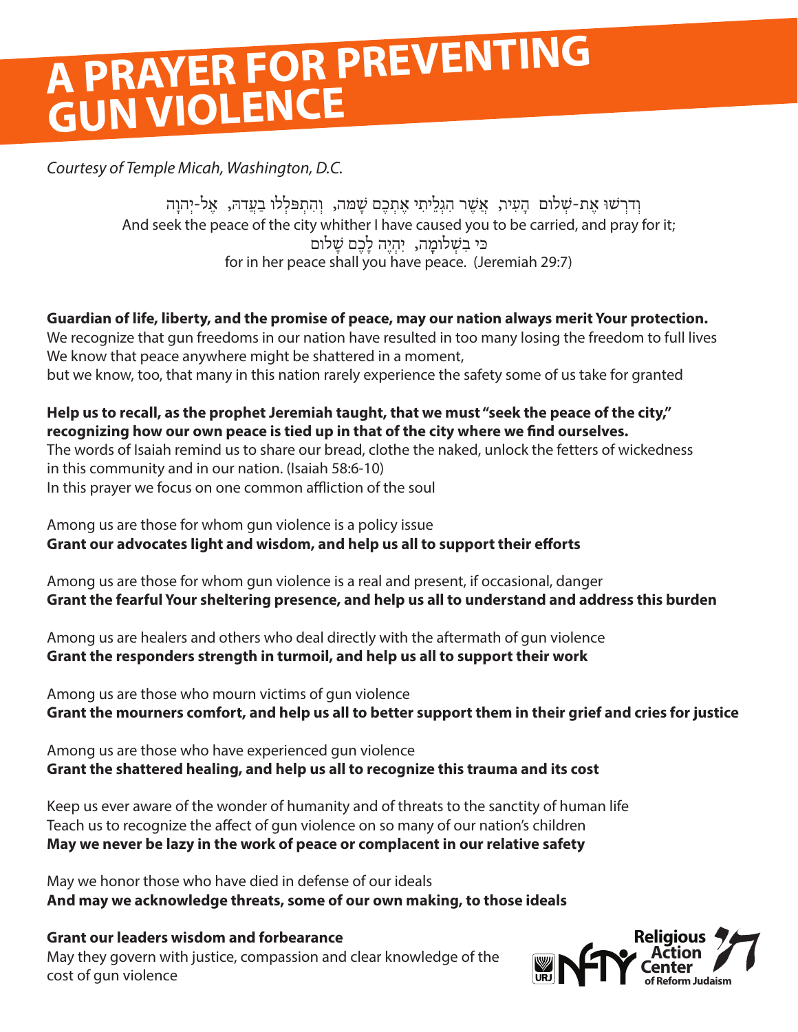# A PRAYER FOR PREVENTING GUN VIOLENCE

*Courtesy of Temple Micah, Washington, D.C.*

וְדִרְשׁוּ אֶת-שְׁלוֹם הָעִיר, אֲשֶׁר הִגְלֵיתִי אֶתְכֶם שָׁמָּה, וְהִתְפַּלְלוּ בַעֲדָהּ, אֶל-יְהוָה
And seek the peace of the city whither I have caused you to be carried, and pray for it;
כִּי בִשְׁלוֹמָהּ, יִהְיֶה לָכֶם שָׁלוֹם
for in her peace shall you have peace. (Jeremiah 29:7)

**Guardian of life, liberty, and the promise of peace, may our nation always merit Your protection.**
We recognize that gun freedoms in our nation have resulted in too many losing the freedom to full lives
We know that peace anywhere might be shattered in a moment,
but we know, too, that many in this nation rarely experience the safety some of us take for granted

**Help us to recall, as the prophet Jeremiah taught, that we must "seek the peace of the city," recognizing how our own peace is tied up in that of the city where we find ourselves.**
The words of Isaiah remind us to share our bread, clothe the naked, unlock the fetters of wickedness in this community and in our nation. (Isaiah 58:6-10)
In this prayer we focus on one common affliction of the soul

Among us are those for whom gun violence is a policy issue
**Grant our advocates light and wisdom, and help us all to support their efforts**

Among us are those for whom gun violence is a real and present, if occasional, danger
**Grant the fearful Your sheltering presence, and help us all to understand and address this burden**

Among us are healers and others who deal directly with the aftermath of gun violence
**Grant the responders strength in turmoil, and help us all to support their work**

Among us are those who mourn victims of gun violence
**Grant the mourners comfort, and help us all to better support them in their grief and cries for justice**

Among us are those who have experienced gun violence
**Grant the shattered healing, and help us all to recognize this trauma and its cost**

Keep us ever aware of the wonder of humanity and of threats to the sanctity of human life
Teach us to recognize the affect of gun violence on so many of our nation's children
**May we never be lazy in the work of peace or complacent in our relative safety**

May we honor those who have died in defense of our ideals
**And may we acknowledge threats, some of our own making, to those ideals**

**Grant our leaders wisdom and forbearance**
May they govern with justice, compassion and clear knowledge of the cost of gun violence

URJ NFTY Religious Action Center of Reform Judaism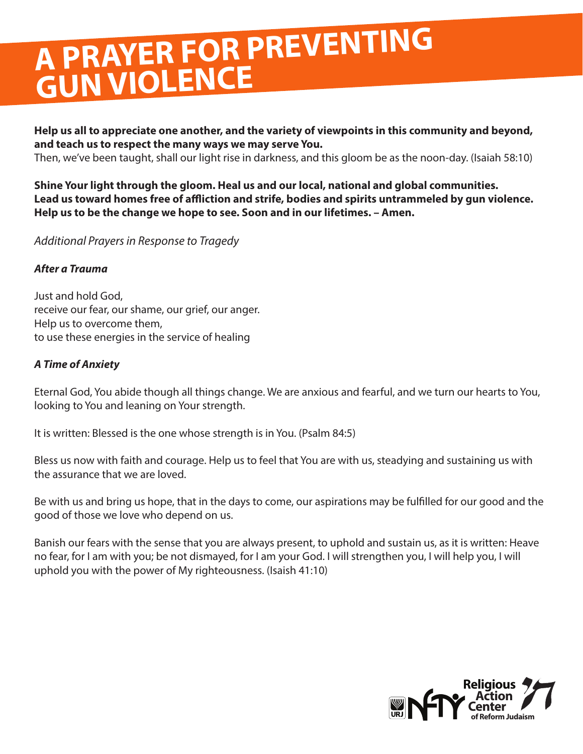# A PRAYER FOR PREVENTING GUN VIOLENCE

**Help us all to appreciate one another, and the variety of viewpoints in this community and beyond, and teach us to respect the many ways we may serve You.**
Then, we've been taught, shall our light rise in darkness, and this gloom be as the noon-day. (Isaiah 58:10)

**Shine Your light through the gloom. Heal us and our local, national and global communities. Lead us toward homes free of affliction and strife, bodies and spirits untrammeled by gun violence. Help us to be the change we hope to see. Soon and in our lifetimes. – Amen.**

*Additional Prayers in Response to Tragedy*

***After a Trauma***

Just and hold God,
receive our fear, our shame, our grief, our anger.
Help us to overcome them,
to use these energies in the service of healing

***A Time of Anxiety***

Eternal God, You abide though all things change. We are anxious and fearful, and we turn our hearts to You, looking to You and leaning on Your strength.

It is written: Blessed is the one whose strength is in You. (Psalm 84:5)

Bless us now with faith and courage. Help us to feel that You are with us, steadying and sustaining us with the assurance that we are loved.

Be with us and bring us hope, that in the days to come, our aspirations may be fulfilled for our good and the good of those we love who depend on us.

Banish our fears with the sense that you are always present, to uphold and sustain us, as it is written: Heave no fear, for I am with you; be not dismayed, for I am your God. I will strengthen you, I will help you, I will uphold you with the power of My righteousness. (Isaish 41:10)

URJ NFTY Religious Action Center of Reform Judaism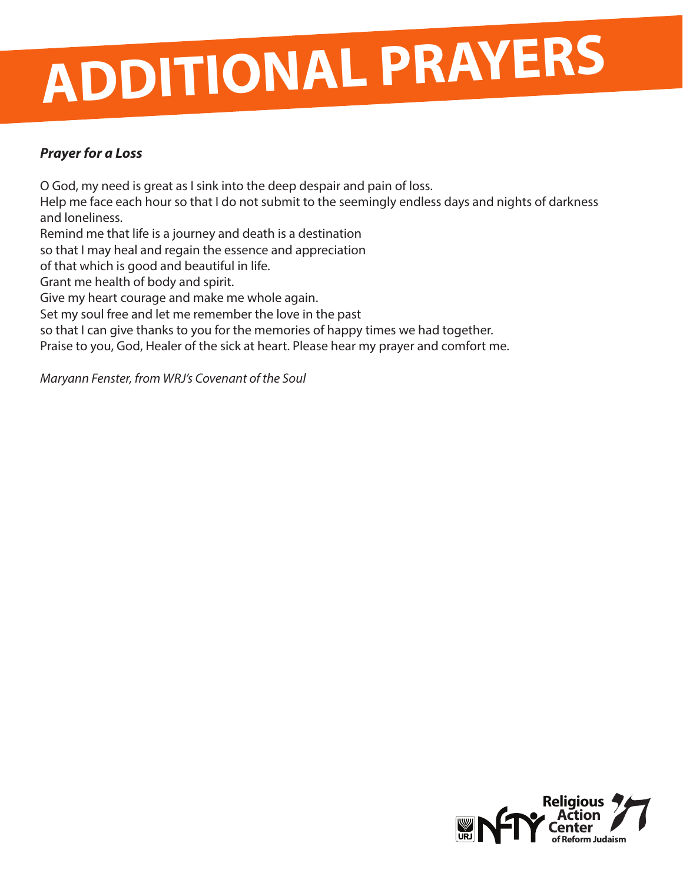# ADDITIONAL PRAYERS

***Prayer for a Loss***

O God, my need is great as I sink into the deep despair and pain of loss.
Help me face each hour so that I do not submit to the seemingly endless days and nights of darkness and loneliness.
Remind me that life is a journey and death is a destination
so that I may heal and regain the essence and appreciation
of that which is good and beautiful in life.
Grant me health of body and spirit.
Give my heart courage and make me whole again.
Set my soul free and let me remember the love in the past
so that I can give thanks to you for the memories of happy times we had together.
Praise to you, God, Healer of the sick at heart. Please hear my prayer and comfort me.

*Maryann Fenster, from WRJ's Covenant of the Soul*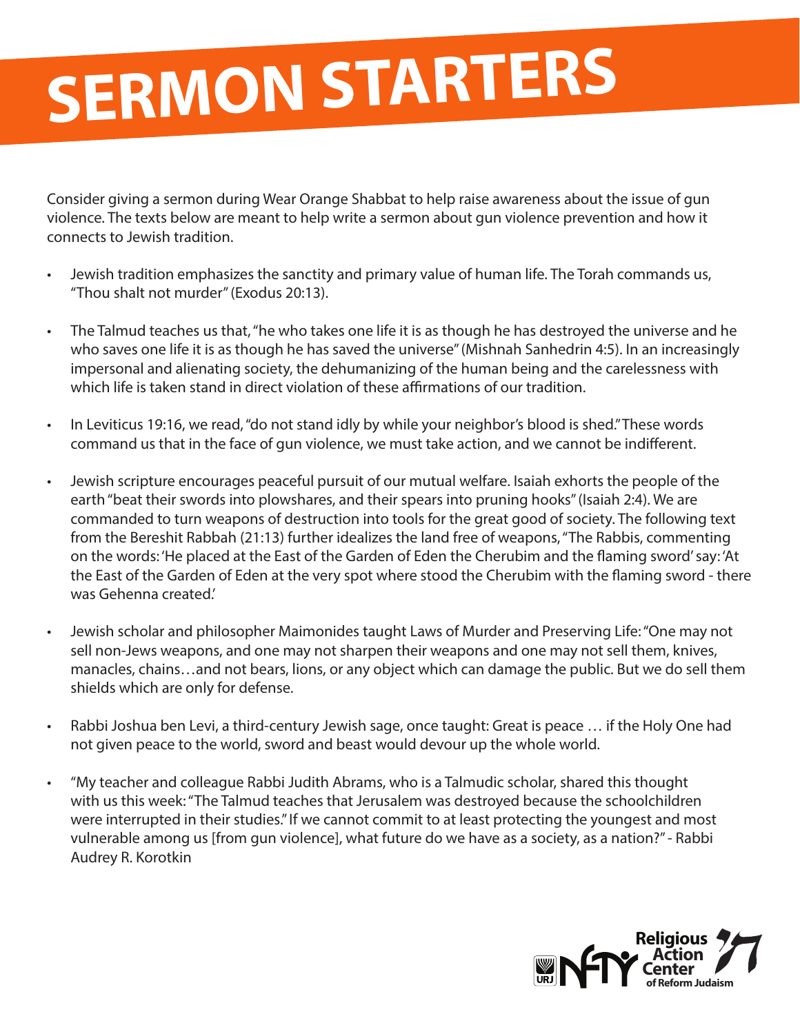# SERMON STARTERS

Consider giving a sermon during Wear Orange Shabbat to help raise awareness about the issue of gun violence. The texts below are meant to help write a sermon about gun violence prevention and how it connects to Jewish tradition.

- Jewish tradition emphasizes the sanctity and primary value of human life. The Torah commands us, "Thou shalt not murder" (Exodus 20:13).
- The Talmud teaches us that, "he who takes one life it is as though he has destroyed the universe and he who saves one life it is as though he has saved the universe" (Mishnah Sanhedrin 4:5). In an increasingly impersonal and alienating society, the dehumanizing of the human being and the carelessness with which life is taken stand in direct violation of these affirmations of our tradition.
- In Leviticus 19:16, we read, "do not stand idly by while your neighbor's blood is shed." These words command us that in the face of gun violence, we must take action, and we cannot be indifferent.
- Jewish scripture encourages peaceful pursuit of our mutual welfare. Isaiah exhorts the people of the earth "beat their swords into plowshares, and their spears into pruning hooks" (Isaiah 2:4). We are commanded to turn weapons of destruction into tools for the great good of society. The following text from the Bereshit Rabbah (21:13) further idealizes the land free of weapons, "The Rabbis, commenting on the words: 'He placed at the East of the Garden of Eden the Cherubim and the flaming sword' say: 'At the East of the Garden of Eden at the very spot where stood the Cherubim with the flaming sword - there was Gehenna created.'
- Jewish scholar and philosopher Maimonides taught Laws of Murder and Preserving Life: "One may not sell non-Jews weapons, and one may not sharpen their weapons and one may not sell them, knives, manacles, chains…and not bears, lions, or any object which can damage the public. But we do sell them shields which are only for defense.
- Rabbi Joshua ben Levi, a third-century Jewish sage, once taught: Great is peace … if the Holy One had not given peace to the world, sword and beast would devour up the whole world.
- "My teacher and colleague Rabbi Judith Abrams, who is a Talmudic scholar, shared this thought with us this week: "The Talmud teaches that Jerusalem was destroyed because the schoolchildren were interrupted in their studies." If we cannot commit to at least protecting the youngest and most vulnerable among us [from gun violence], what future do we have as a society, as a nation?" - Rabbi Audrey R. Korotkin

URJ NFTY Religious Action Center of Reform Judaism